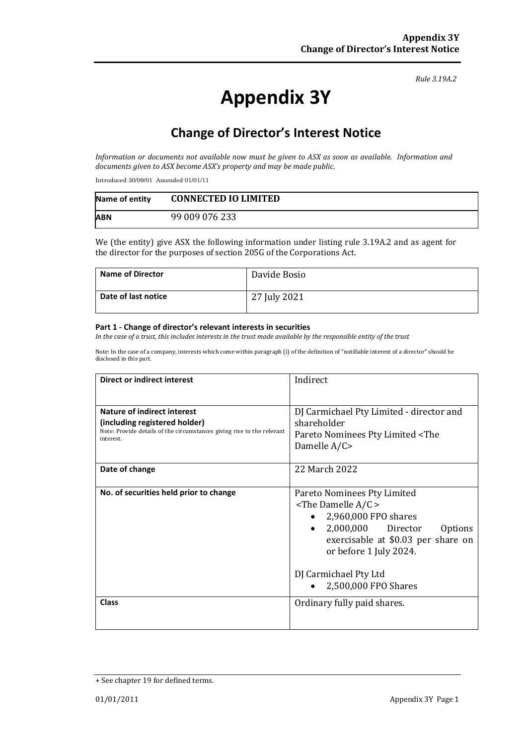*Rule 3.19A.2*

# Appendix 3Y

## Change of Director's Interest Notice

*Information or documents not available now must be given to ASX as soon as available. Information and documents given to ASX become ASX's property and may be made public.*

Introduced 30/09/01 Amended 01/01/11

| **Name of entity** | **CONNECTED IO LIMITED** |
|---|---|
| **ABN** | 99 009 076 233 |

We (the entity) give ASX the following information under listing rule 3.19A.2 and as agent for the director for the purposes of section 205G of the Corporations Act.

| **Name of Director** | Davide Bosio |
|---|---|
| **Date of last notice** | 27 July 2021 |

#### Part 1 - Change of director's relevant interests in securities

*In the case of a trust, this includes interests in the trust made available by the responsible entity of the trust*

Note: In the case of a company, interests which come within paragraph (i) of the definition of "notifiable interest of a director" should be disclosed in this part.

| **Direct or indirect interest** | Indirect |
|---|---|
| **Nature of indirect interest (including registered holder)**<br>Note: Provide details of the circumstances giving rise to the relevant interest. | DJ Carmichael Pty Limited - director and shareholder<br>Pareto Nominees Pty Limited <The Damelle A/C> |
| **Date of change** | 22 March 2022 |
| **No. of securities held prior to change** | Pareto Nominees Pty Limited <The Damelle A/C ><br>• 2,960,000 FPO shares<br>• 2,000,000 Director Options exercisable at $0.03 per share on or before 1 July 2024.<br><br>DJ Carmichael Pty Ltd<br>• 2,500,000 FPO Shares |
| **Class** | Ordinary fully paid shares. |

+ See chapter 19 for defined terms.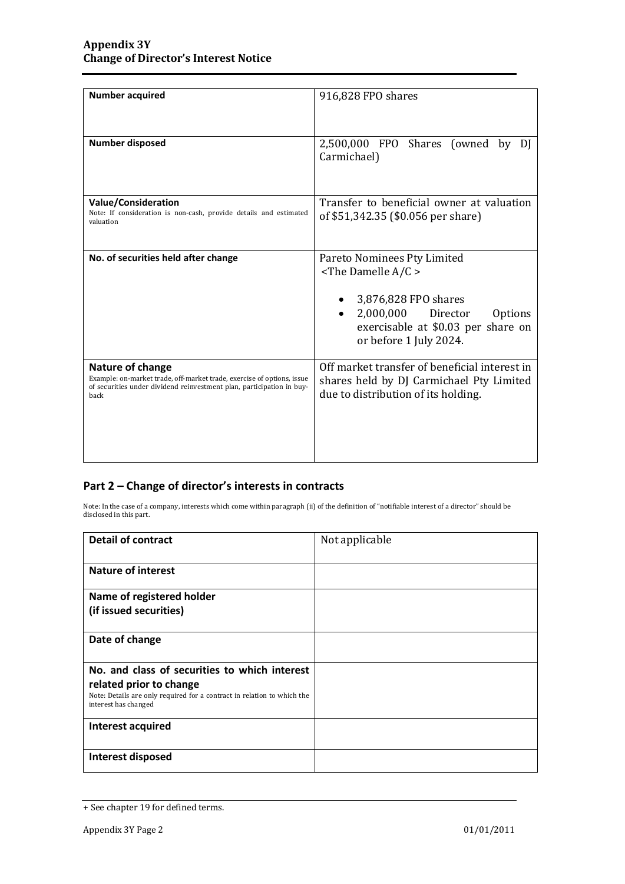| **Number acquired** | 916,828 FPO shares |
|---|---|
| **Number disposed** | 2,500,000 FPO Shares (owned by DJ Carmichael) |
| **Value/Consideration**<br>Note: If consideration is non-cash, provide details and estimated valuation | Transfer to beneficial owner at valuation of $51,342.35 ($0.056 per share) |
| **No. of securities held after change** | Pareto Nominees Pty Limited<br><The Damelle A/C ><br><br>• 3,876,828 FPO shares<br>• 2,000,000 Director Options exercisable at $0.03 per share on or before 1 July 2024. |
| **Nature of change**<br>Example: on-market trade, off-market trade, exercise of options, issue of securities under dividend reinvestment plan, participation in buy-back | Off market transfer of beneficial interest in shares held by DJ Carmichael Pty Limited due to distribution of its holding. |

## Part 2 – Change of director's interests in contracts

Note: In the case of a company, interests which come within paragraph (ii) of the definition of "notifiable interest of a director" should be disclosed in this part.

| **Detail of contract** | Not applicable |
|---|---|
| **Nature of interest** | |
| **Name of registered holder (if issued securities)** | |
| **Date of change** | |
| **No. and class of securities to which interest related prior to change**<br>Note: Details are only required for a contract in relation to which the interest has changed | |
| **Interest acquired** | |
| **Interest disposed** | |

+ See chapter 19 for defined terms.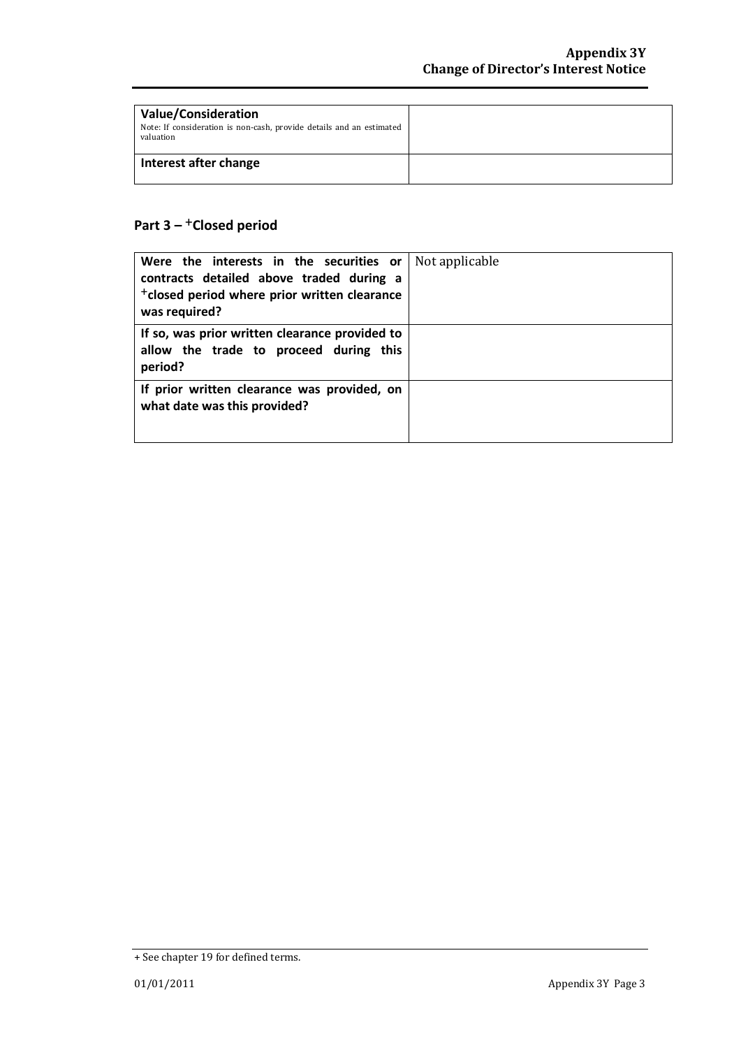| | |
|---|---|
| **Value/Consideration**<br>Note: If consideration is non-cash, provide details and an estimated valuation | |
| **Interest after change** | |

## Part 3 – +Closed period

| | |
|---|---|
| **Were the interests in the securities or contracts detailed above traded during a +closed period where prior written clearance was required?** | Not applicable |
| **If so, was prior written clearance provided to allow the trade to proceed during this period?** | |
| **If prior written clearance was provided, on what date was this provided?** | |

+ See chapter 19 for defined terms.